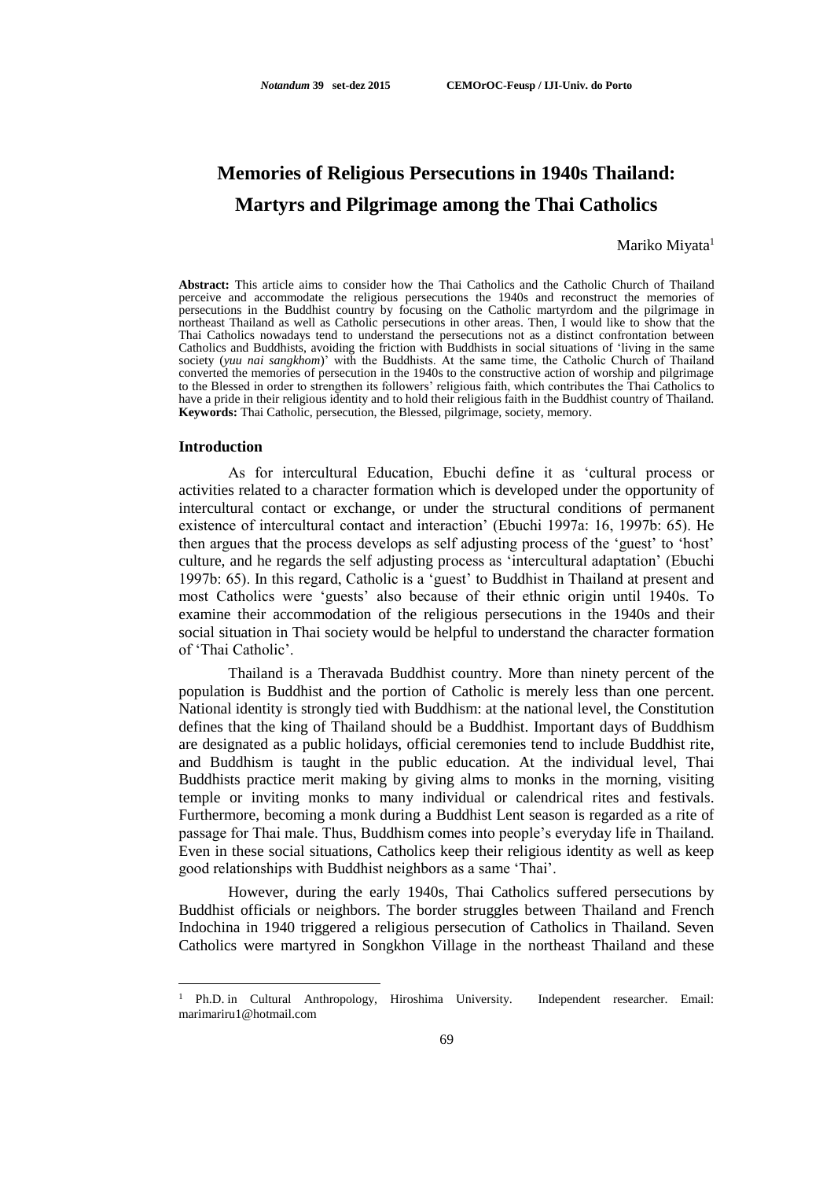# Memories of Religious Persecutions in 1940s Thailand: Martyrs and Pilgrimage among the Thai Catholics

Mariko Miyata[1]

**Abstract:** This article aims to consider how the Thai Catholics and the Catholic Church of Thailand perceive and accommodate the religious persecutions the 1940s and reconstruct the memories of persecutions in the Buddhist country by focusing on the Catholic martyrdom and the pilgrimage in northeast Thailand as well as Catholic persecutions in other areas. Then, I would like to show that the Thai Catholics nowadays tend to understand the persecutions not as a distinct confrontation between Catholics and Buddhists, avoiding the friction with Buddhists in social situations of 'living in the same society (*yuu nai sangkhom*)' with the Buddhists. At the same time, the Catholic Church of Thailand converted the memories of persecution in the 1940s to the constructive action of worship and pilgrimage to the Blessed in order to strengthen its followers' religious faith, which contributes the Thai Catholics to have a pride in their religious identity and to hold their religious faith in the Buddhist country of Thailand.
**Keywords:** Thai Catholic, persecution, the Blessed, pilgrimage, society, memory.

## Introduction

As for intercultural Education, Ebuchi define it as 'cultural process or activities related to a character formation which is developed under the opportunity of intercultural contact or exchange, or under the structural conditions of permanent existence of intercultural contact and interaction' (Ebuchi 1997a: 16, 1997b: 65). He then argues that the process develops as self adjusting process of the 'guest' to 'host' culture, and he regards the self adjusting process as 'intercultural adaptation' (Ebuchi 1997b: 65). In this regard, Catholic is a 'guest' to Buddhist in Thailand at present and most Catholics were 'guests' also because of their ethnic origin until 1940s. To examine their accommodation of the religious persecutions in the 1940s and their social situation in Thai society would be helpful to understand the character formation of 'Thai Catholic'.

Thailand is a Theravada Buddhist country. More than ninety percent of the population is Buddhist and the portion of Catholic is merely less than one percent. National identity is strongly tied with Buddhism: at the national level, the Constitution defines that the king of Thailand should be a Buddhist. Important days of Buddhism are designated as a public holidays, official ceremonies tend to include Buddhist rite, and Buddhism is taught in the public education. At the individual level, Thai Buddhists practice merit making by giving alms to monks in the morning, visiting temple or inviting monks to many individual or calendrical rites and festivals. Furthermore, becoming a monk during a Buddhist Lent season is regarded as a rite of passage for Thai male. Thus, Buddhism comes into people's everyday life in Thailand. Even in these social situations, Catholics keep their religious identity as well as keep good relationships with Buddhist neighbors as a same 'Thai'.

However, during the early 1940s, Thai Catholics suffered persecutions by Buddhist officials or neighbors. The border struggles between Thailand and French Indochina in 1940 triggered a religious persecution of Catholics in Thailand. Seven Catholics were martyred in Songkhon Village in the northeast Thailand and these

[1] Ph.D. in Cultural Anthropology, Hiroshima University. Independent researcher. Email: marimariru1@hotmail.com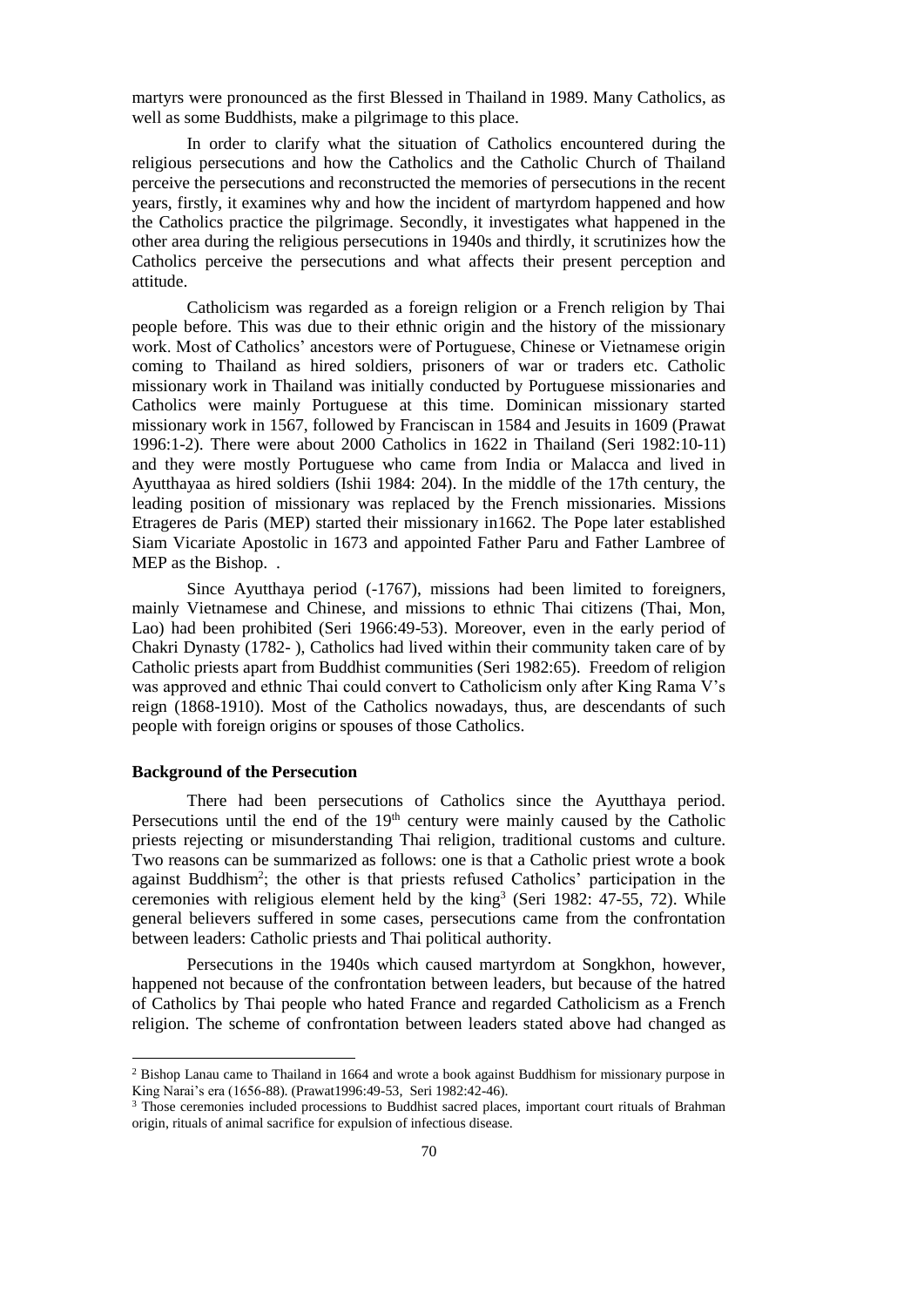martyrs were pronounced as the first Blessed in Thailand in 1989. Many Catholics, as well as some Buddhists, make a pilgrimage to this place.

In order to clarify what the situation of Catholics encountered during the religious persecutions and how the Catholics and the Catholic Church of Thailand perceive the persecutions and reconstructed the memories of persecutions in the recent years, firstly, it examines why and how the incident of martyrdom happened and how the Catholics practice the pilgrimage. Secondly, it investigates what happened in the other area during the religious persecutions in 1940s and thirdly, it scrutinizes how the Catholics perceive the persecutions and what affects their present perception and attitude.

Catholicism was regarded as a foreign religion or a French religion by Thai people before. This was due to their ethnic origin and the history of the missionary work. Most of Catholics' ancestors were of Portuguese, Chinese or Vietnamese origin coming to Thailand as hired soldiers, prisoners of war or traders etc. Catholic missionary work in Thailand was initially conducted by Portuguese missionaries and Catholics were mainly Portuguese at this time. Dominican missionary started missionary work in 1567, followed by Franciscan in 1584 and Jesuits in 1609 (Prawat 1996:1-2). There were about 2000 Catholics in 1622 in Thailand (Seri 1982:10-11) and they were mostly Portuguese who came from India or Malacca and lived in Ayutthayaa as hired soldiers (Ishii 1984: 204). In the middle of the 17th century, the leading position of missionary was replaced by the French missionaries. Missions Etrageres de Paris (MEP) started their missionary in1662. The Pope later established Siam Vicariate Apostolic in 1673 and appointed Father Paru and Father Lambree of MEP as the Bishop. .

Since Ayutthaya period (-1767), missions had been limited to foreigners, mainly Vietnamese and Chinese, and missions to ethnic Thai citizens (Thai, Mon, Lao) had been prohibited (Seri 1966:49-53). Moreover, even in the early period of Chakri Dynasty (1782- ), Catholics had lived within their community taken care of by Catholic priests apart from Buddhist communities (Seri 1982:65). Freedom of religion was approved and ethnic Thai could convert to Catholicism only after King Rama V's reign (1868-1910). Most of the Catholics nowadays, thus, are descendants of such people with foreign origins or spouses of those Catholics.

**Background of the Persecution**

There had been persecutions of Catholics since the Ayutthaya period. Persecutions until the end of the 19th century were mainly caused by the Catholic priests rejecting or misunderstanding Thai religion, traditional customs and culture. Two reasons can be summarized as follows: one is that a Catholic priest wrote a book against Buddhism[2]; the other is that priests refused Catholics' participation in the ceremonies with religious element held by the king[3] (Seri 1982: 47-55, 72). While general believers suffered in some cases, persecutions came from the confrontation between leaders: Catholic priests and Thai political authority.

Persecutions in the 1940s which caused martyrdom at Songkhon, however, happened not because of the confrontation between leaders, but because of the hatred of Catholics by Thai people who hated France and regarded Catholicism as a French religion. The scheme of confrontation between leaders stated above had changed as

[2] Bishop Lanau came to Thailand in 1664 and wrote a book against Buddhism for missionary purpose in King Narai's era (1656-88). (Prawat1996:49-53, Seri 1982:42-46).

[3] Those ceremonies included processions to Buddhist sacred places, important court rituals of Brahman origin, rituals of animal sacrifice for expulsion of infectious disease.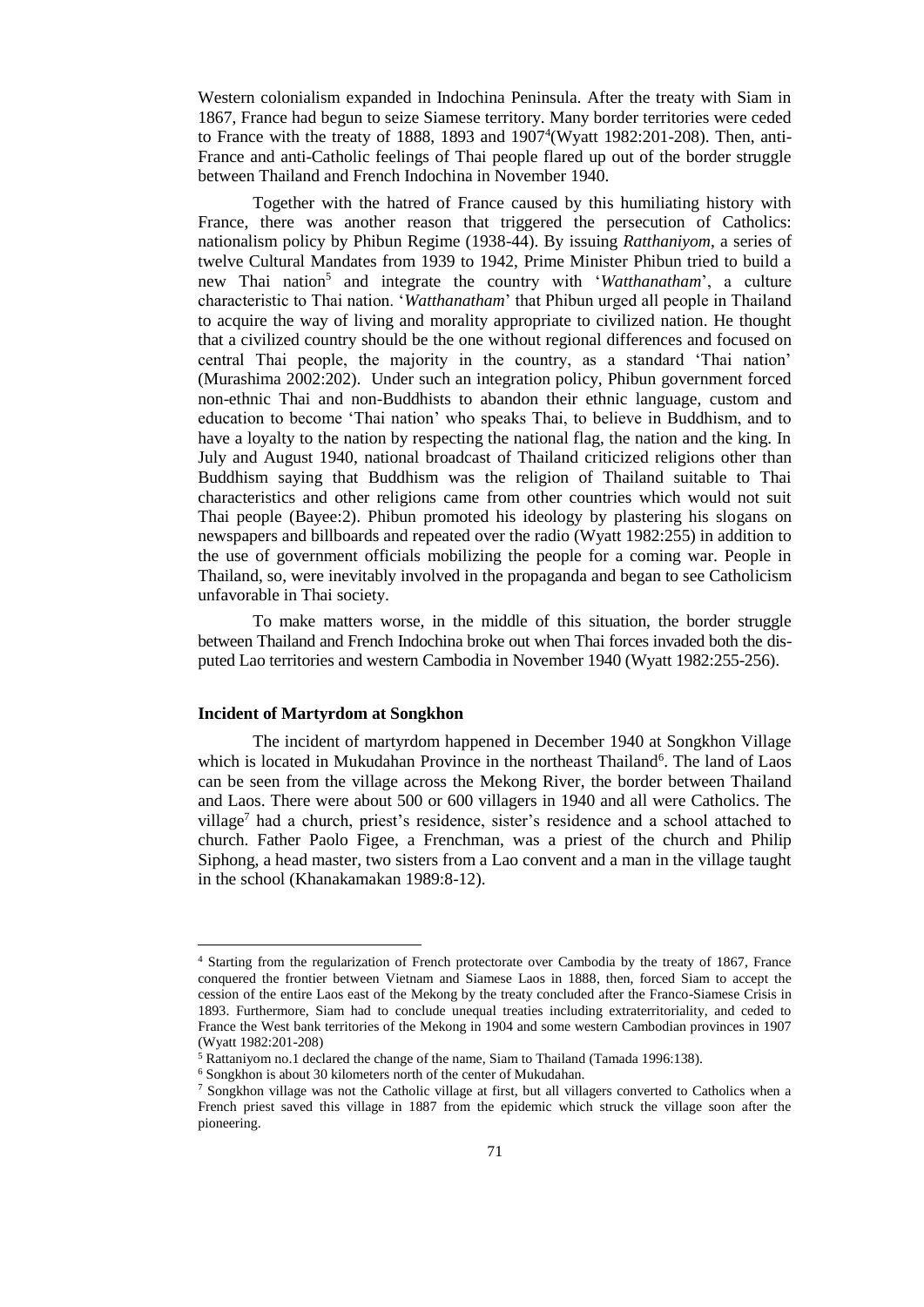Western colonialism expanded in Indochina Peninsula. After the treaty with Siam in 1867, France had begun to seize Siamese territory. Many border territories were ceded to France with the treaty of 1888, 1893 and 1907[4](Wyatt 1982:201-208). Then, anti-France and anti-Catholic feelings of Thai people flared up out of the border struggle between Thailand and French Indochina in November 1940.

Together with the hatred of France caused by this humiliating history with France, there was another reason that triggered the persecution of Catholics: nationalism policy by Phibun Regime (1938-44). By issuing *Ratthaniyom*, a series of twelve Cultural Mandates from 1939 to 1942, Prime Minister Phibun tried to build a new Thai nation[5] and integrate the country with '*Watthanatham*', a culture characteristic to Thai nation. '*Watthanatham*' that Phibun urged all people in Thailand to acquire the way of living and morality appropriate to civilized nation. He thought that a civilized country should be the one without regional differences and focused on central Thai people, the majority in the country, as a standard 'Thai nation' (Murashima 2002:202). Under such an integration policy, Phibun government forced non-ethnic Thai and non-Buddhists to abandon their ethnic language, custom and education to become 'Thai nation' who speaks Thai, to believe in Buddhism, and to have a loyalty to the nation by respecting the national flag, the nation and the king. In July and August 1940, national broadcast of Thailand criticized religions other than Buddhism saying that Buddhism was the religion of Thailand suitable to Thai characteristics and other religions came from other countries which would not suit Thai people (Bayee:2). Phibun promoted his ideology by plastering his slogans on newspapers and billboards and repeated over the radio (Wyatt 1982:255) in addition to the use of government officials mobilizing the people for a coming war. People in Thailand, so, were inevitably involved in the propaganda and began to see Catholicism unfavorable in Thai society.

To make matters worse, in the middle of this situation, the border struggle between Thailand and French Indochina broke out when Thai forces invaded both the disputed Lao territories and western Cambodia in November 1940 (Wyatt 1982:255-256).

### Incident of Martyrdom at Songkhon

The incident of martyrdom happened in December 1940 at Songkhon Village which is located in Mukudahan Province in the northeast Thailand[6]. The land of Laos can be seen from the village across the Mekong River, the border between Thailand and Laos. There were about 500 or 600 villagers in 1940 and all were Catholics. The village[7] had a church, priest's residence, sister's residence and a school attached to church. Father Paolo Figee, a Frenchman, was a priest of the church and Philip Siphong, a head master, two sisters from a Lao convent and a man in the village taught in the school (Khanakamakan 1989:8-12).

---

[4] Starting from the regularization of French protectorate over Cambodia by the treaty of 1867, France conquered the frontier between Vietnam and Siamese Laos in 1888, then, forced Siam to accept the cession of the entire Laos east of the Mekong by the treaty concluded after the Franco-Siamese Crisis in 1893. Furthermore, Siam had to conclude unequal treaties including extraterritoriality, and ceded to France the West bank territories of the Mekong in 1904 and some western Cambodian provinces in 1907 (Wyatt 1982:201-208)

[5] Rattaniyom no.1 declared the change of the name, Siam to Thailand (Tamada 1996:138).

[6] Songkhon is about 30 kilometers north of the center of Mukudahan.

[7] Songkhon village was not the Catholic village at first, but all villagers converted to Catholics when a French priest saved this village in 1887 from the epidemic which struck the village soon after the pioneering.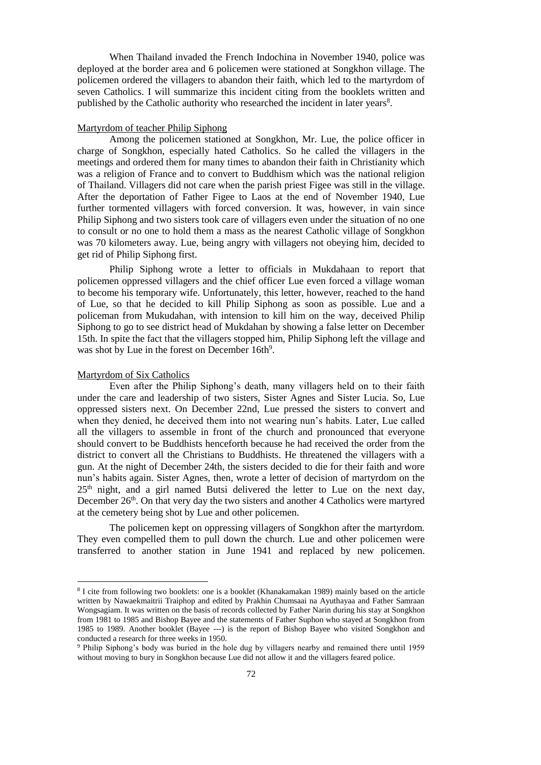When Thailand invaded the French Indochina in November 1940, police was deployed at the border area and 6 policemen were stationed at Songkhon village. The policemen ordered the villagers to abandon their faith, which led to the martyrdom of seven Catholics. I will summarize this incident citing from the booklets written and published by the Catholic authority who researched the incident in later years[8].

Martyrdom of teacher Philip Siphong

Among the policemen stationed at Songkhon, Mr. Lue, the police officer in charge of Songkhon, especially hated Catholics. So he called the villagers in the meetings and ordered them for many times to abandon their faith in Christianity which was a religion of France and to convert to Buddhism which was the national religion of Thailand. Villagers did not care when the parish priest Figee was still in the village. After the deportation of Father Figee to Laos at the end of November 1940, Lue further tormented villagers with forced conversion. It was, however, in vain since Philip Siphong and two sisters took care of villagers even under the situation of no one to consult or no one to hold them a mass as the nearest Catholic village of Songkhon was 70 kilometers away. Lue, being angry with villagers not obeying him, decided to get rid of Philip Siphong first.

Philip Siphong wrote a letter to officials in Mukdahaan to report that policemen oppressed villagers and the chief officer Lue even forced a village woman to become his temporary wife. Unfortunately, this letter, however, reached to the hand of Lue, so that he decided to kill Philip Siphong as soon as possible. Lue and a policeman from Mukudahan, with intension to kill him on the way, deceived Philip Siphong to go to see district head of Mukdahan by showing a false letter on December 15th. In spite the fact that the villagers stopped him, Philip Siphong left the village and was shot by Lue in the forest on December 16th[9].

Martyrdom of Six Catholics

Even after the Philip Siphong's death, many villagers held on to their faith under the care and leadership of two sisters, Sister Agnes and Sister Lucia. So, Lue oppressed sisters next. On December 22nd, Lue pressed the sisters to convert and when they denied, he deceived them into not wearing nun's habits. Later, Lue called all the villagers to assemble in front of the church and pronounced that everyone should convert to be Buddhists henceforth because he had received the order from the district to convert all the Christians to Buddhists. He threatened the villagers with a gun. At the night of December 24th, the sisters decided to die for their faith and wore nun's habits again. Sister Agnes, then, wrote a letter of decision of martyrdom on the 25th night, and a girl named Butsi delivered the letter to Lue on the next day, December 26th. On that very day the two sisters and another 4 Catholics were martyred at the cemetery being shot by Lue and other policemen.

The policemen kept on oppressing villagers of Songkhon after the martyrdom. They even compelled them to pull down the church. Lue and other policemen were transferred to another station in June 1941 and replaced by new policemen.

---

[8] I cite from following two booklets: one is a booklet (Khanakamakan 1989) mainly based on the article written by Nawaekmaitrii Traiphop and edited by Prakhin Chumsaai na Ayuthayaa and Father Samraan Wongsagiam. It was written on the basis of records collected by Father Narin during his stay at Songkhon from 1981 to 1985 and Bishop Bayee and the statements of Father Suphon who stayed at Songkhon from 1985 to 1989. Another booklet (Bayee ---) is the report of Bishop Bayee who visited Songkhon and conducted a research for three weeks in 1950.

[9] Philip Siphong's body was buried in the hole dug by villagers nearby and remained there until 1959 without moving to bury in Songkhon because Lue did not allow it and the villagers feared police.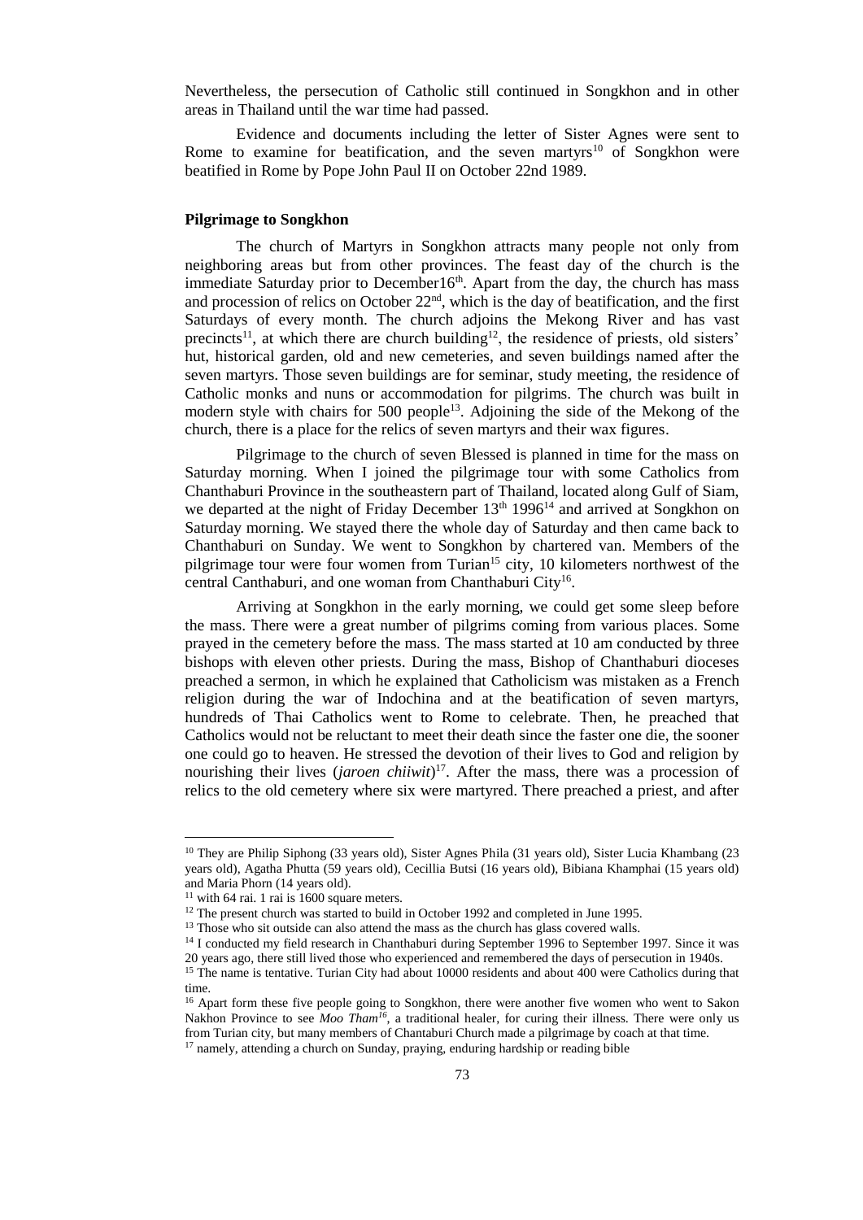Nevertheless, the persecution of Catholic still continued in Songkhon and in other areas in Thailand until the war time had passed.

Evidence and documents including the letter of Sister Agnes were sent to Rome to examine for beatification, and the seven martyrs[10] of Songkhon were beatified in Rome by Pope John Paul II on October 22nd 1989.

### Pilgrimage to Songkhon

The church of Martyrs in Songkhon attracts many people not only from neighboring areas but from other provinces. The feast day of the church is the immediate Saturday prior to December16th. Apart from the day, the church has mass and procession of relics on October 22nd, which is the day of beatification, and the first Saturdays of every month. The church adjoins the Mekong River and has vast precincts[11], at which there are church building[12], the residence of priests, old sisters' hut, historical garden, old and new cemeteries, and seven buildings named after the seven martyrs. Those seven buildings are for seminar, study meeting, the residence of Catholic monks and nuns or accommodation for pilgrims. The church was built in modern style with chairs for 500 people[13]. Adjoining the side of the Mekong of the church, there is a place for the relics of seven martyrs and their wax figures.

Pilgrimage to the church of seven Blessed is planned in time for the mass on Saturday morning. When I joined the pilgrimage tour with some Catholics from Chanthaburi Province in the southeastern part of Thailand, located along Gulf of Siam, we departed at the night of Friday December 13th 1996[14] and arrived at Songkhon on Saturday morning. We stayed there the whole day of Saturday and then came back to Chanthaburi on Sunday. We went to Songkhon by chartered van. Members of the pilgrimage tour were four women from Turian[15] city, 10 kilometers northwest of the central Canthaburi, and one woman from Chanthaburi City[16].

Arriving at Songkhon in the early morning, we could get some sleep before the mass. There were a great number of pilgrims coming from various places. Some prayed in the cemetery before the mass. The mass started at 10 am conducted by three bishops with eleven other priests. During the mass, Bishop of Chanthaburi dioceses preached a sermon, in which he explained that Catholicism was mistaken as a French religion during the war of Indochina and at the beatification of seven martyrs, hundreds of Thai Catholics went to Rome to celebrate. Then, he preached that Catholics would not be reluctant to meet their death since the faster one die, the sooner one could go to heaven. He stressed the devotion of their lives to God and religion by nourishing their lives (*jaroen chiiwit*)[17]. After the mass, there was a procession of relics to the old cemetery where six were martyred. There preached a priest, and after

---

[10] They are Philip Siphong (33 years old), Sister Agnes Phila (31 years old), Sister Lucia Khambang (23 years old), Agatha Phutta (59 years old), Cecillia Butsi (16 years old), Bibiana Khamphai (15 years old) and Maria Phorn (14 years old).

[11] with 64 rai. 1 rai is 1600 square meters.

[12] The present church was started to build in October 1992 and completed in June 1995.

[13] Those who sit outside can also attend the mass as the church has glass covered walls.

[14] I conducted my field research in Chanthaburi during September 1996 to September 1997. Since it was 20 years ago, there still lived those who experienced and remembered the days of persecution in 1940s.

[15] The name is tentative. Turian City had about 10000 residents and about 400 were Catholics during that time.

[16] Apart form these five people going to Songkhon, there were another five women who went to Sakon Nakhon Province to see *Moo Tham*[16], a traditional healer, for curing their illness. There were only us from Turian city, but many members of Chantaburi Church made a pilgrimage by coach at that time.

[17] namely, attending a church on Sunday, praying, enduring hardship or reading bible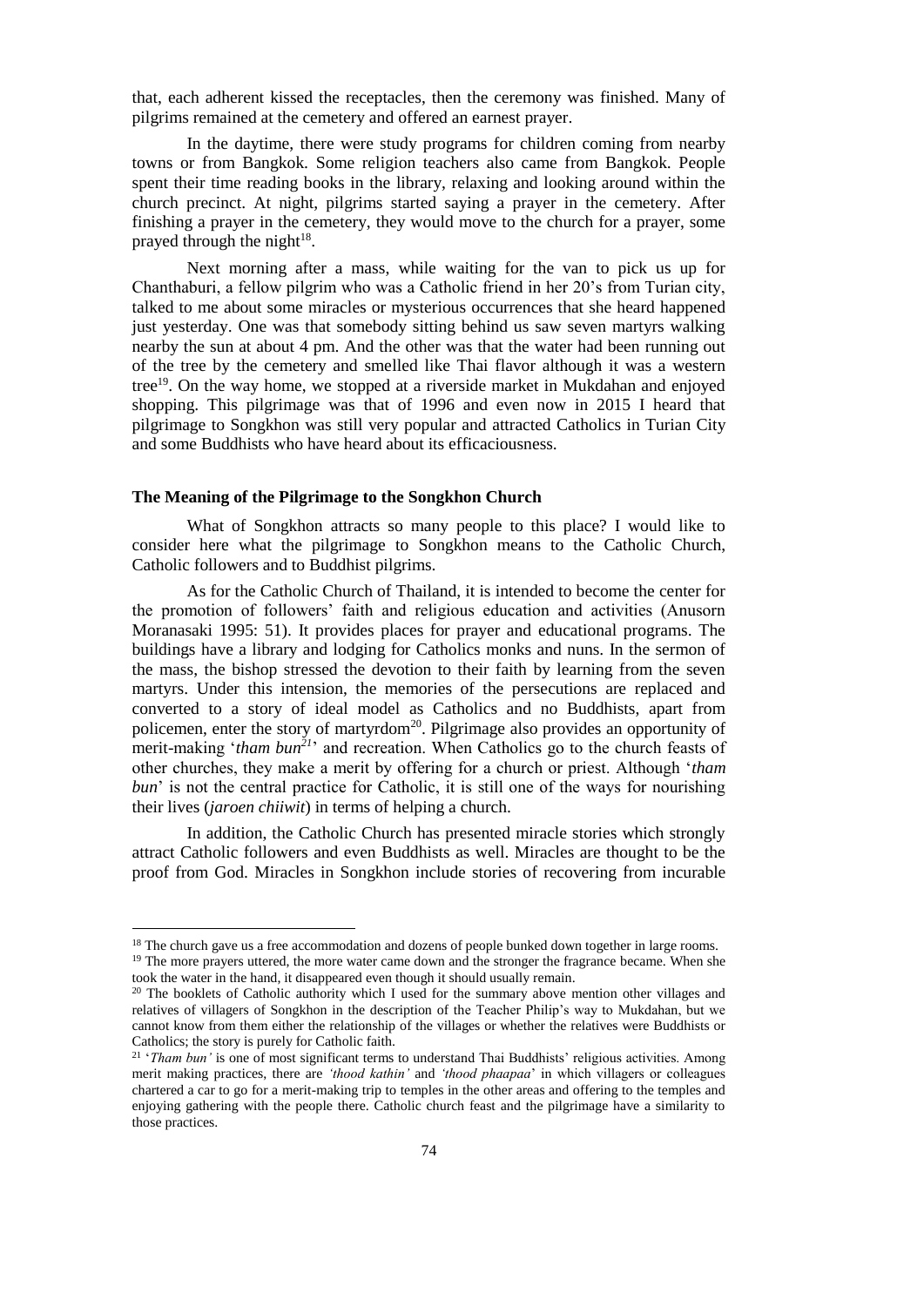that, each adherent kissed the receptacles, then the ceremony was finished. Many of pilgrims remained at the cemetery and offered an earnest prayer.

In the daytime, there were study programs for children coming from nearby towns or from Bangkok. Some religion teachers also came from Bangkok. People spent their time reading books in the library, relaxing and looking around within the church precinct. At night, pilgrims started saying a prayer in the cemetery. After finishing a prayer in the cemetery, they would move to the church for a prayer, some prayed through the night[18].

Next morning after a mass, while waiting for the van to pick us up for Chanthaburi, a fellow pilgrim who was a Catholic friend in her 20's from Turian city, talked to me about some miracles or mysterious occurrences that she heard happened just yesterday. One was that somebody sitting behind us saw seven martyrs walking nearby the sun at about 4 pm. And the other was that the water had been running out of the tree by the cemetery and smelled like Thai flavor although it was a western tree[19]. On the way home, we stopped at a riverside market in Mukdahan and enjoyed shopping. This pilgrimage was that of 1996 and even now in 2015 I heard that pilgrimage to Songkhon was still very popular and attracted Catholics in Turian City and some Buddhists who have heard about its efficaciousness.

### The Meaning of the Pilgrimage to the Songkhon Church

What of Songkhon attracts so many people to this place? I would like to consider here what the pilgrimage to Songkhon means to the Catholic Church, Catholic followers and to Buddhist pilgrims.

As for the Catholic Church of Thailand, it is intended to become the center for the promotion of followers' faith and religious education and activities (Anusorn Moranasaki 1995: 51). It provides places for prayer and educational programs. The buildings have a library and lodging for Catholics monks and nuns. In the sermon of the mass, the bishop stressed the devotion to their faith by learning from the seven martyrs. Under this intension, the memories of the persecutions are replaced and converted to a story of ideal model as Catholics and no Buddhists, apart from policemen, enter the story of martyrdom[20]. Pilgrimage also provides an opportunity of merit-making '*tham bun*[21]' and recreation. When Catholics go to the church feasts of other churches, they make a merit by offering for a church or priest. Although '*tham bun*' is not the central practice for Catholic, it is still one of the ways for nourishing their lives (*jaroen chiiwit*) in terms of helping a church.

In addition, the Catholic Church has presented miracle stories which strongly attract Catholic followers and even Buddhists as well. Miracles are thought to be the proof from God. Miracles in Songkhon include stories of recovering from incurable

---

[18] The church gave us a free accommodation and dozens of people bunked down together in large rooms.

[19] The more prayers uttered, the more water came down and the stronger the fragrance became. When she took the water in the hand, it disappeared even though it should usually remain.

[20] The booklets of Catholic authority which I used for the summary above mention other villages and relatives of villagers of Songkhon in the description of the Teacher Philip's way to Mukdahan, but we cannot know from them either the relationship of the villages or whether the relatives were Buddhists or Catholics; the story is purely for Catholic faith.

[21] '*Tham bun'* is one of most significant terms to understand Thai Buddhists' religious activities. Among merit making practices, there are *'thood kathin'* and *'thood phaapaa*' in which villagers or colleagues chartered a car to go for a merit-making trip to temples in the other areas and offering to the temples and enjoying gathering with the people there. Catholic church feast and the pilgrimage have a similarity to those practices.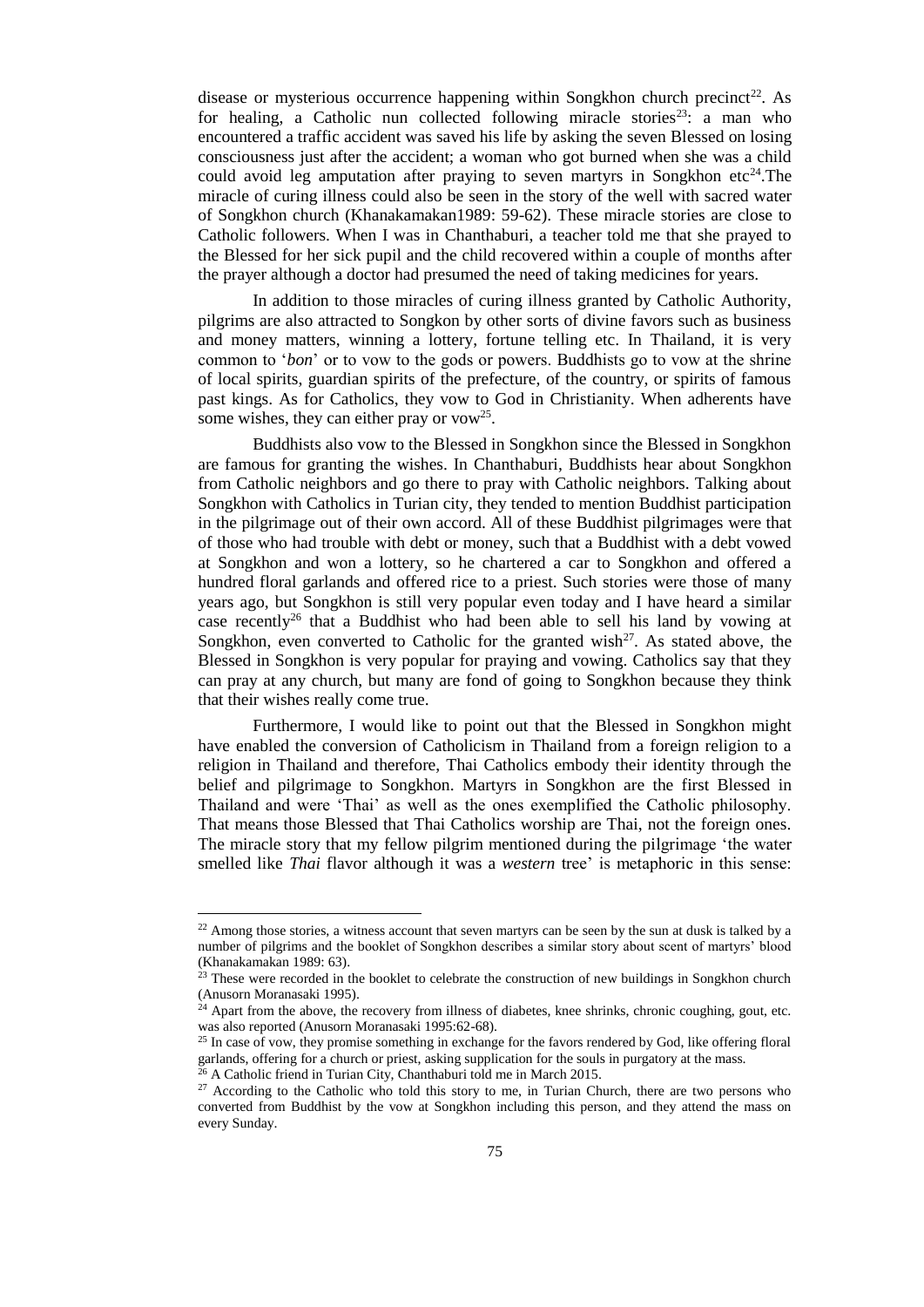disease or mysterious occurrence happening within Songkhon church precinct[22]. As for healing, a Catholic nun collected following miracle stories[23]: a man who encountered a traffic accident was saved his life by asking the seven Blessed on losing consciousness just after the accident; a woman who got burned when she was a child could avoid leg amputation after praying to seven martyrs in Songkhon etc[24].The miracle of curing illness could also be seen in the story of the well with sacred water of Songkhon church (Khanakamakan1989: 59-62). These miracle stories are close to Catholic followers. When I was in Chanthaburi, a teacher told me that she prayed to the Blessed for her sick pupil and the child recovered within a couple of months after the prayer although a doctor had presumed the need of taking medicines for years.

In addition to those miracles of curing illness granted by Catholic Authority, pilgrims are also attracted to Songkon by other sorts of divine favors such as business and money matters, winning a lottery, fortune telling etc. In Thailand, it is very common to '*bon*' or to vow to the gods or powers. Buddhists go to vow at the shrine of local spirits, guardian spirits of the prefecture, of the country, or spirits of famous past kings. As for Catholics, they vow to God in Christianity. When adherents have some wishes, they can either pray or vow[25].

Buddhists also vow to the Blessed in Songkhon since the Blessed in Songkhon are famous for granting the wishes. In Chanthaburi, Buddhists hear about Songkhon from Catholic neighbors and go there to pray with Catholic neighbors. Talking about Songkhon with Catholics in Turian city, they tended to mention Buddhist participation in the pilgrimage out of their own accord. All of these Buddhist pilgrimages were that of those who had trouble with debt or money, such that a Buddhist with a debt vowed at Songkhon and won a lottery, so he chartered a car to Songkhon and offered a hundred floral garlands and offered rice to a priest. Such stories were those of many years ago, but Songkhon is still very popular even today and I have heard a similar case recently[26] that a Buddhist who had been able to sell his land by vowing at Songkhon, even converted to Catholic for the granted wish[27]. As stated above, the Blessed in Songkhon is very popular for praying and vowing. Catholics say that they can pray at any church, but many are fond of going to Songkhon because they think that their wishes really come true.

Furthermore, I would like to point out that the Blessed in Songkhon might have enabled the conversion of Catholicism in Thailand from a foreign religion to a religion in Thailand and therefore, Thai Catholics embody their identity through the belief and pilgrimage to Songkhon. Martyrs in Songkhon are the first Blessed in Thailand and were 'Thai' as well as the ones exemplified the Catholic philosophy. That means those Blessed that Thai Catholics worship are Thai, not the foreign ones. The miracle story that my fellow pilgrim mentioned during the pilgrimage 'the water smelled like *Thai* flavor although it was a *western* tree' is metaphoric in this sense:

---

[22] Among those stories, a witness account that seven martyrs can be seen by the sun at dusk is talked by a number of pilgrims and the booklet of Songkhon describes a similar story about scent of martyrs' blood (Khanakamakan 1989: 63).

[23] These were recorded in the booklet to celebrate the construction of new buildings in Songkhon church (Anusorn Moranasaki 1995).

[24] Apart from the above, the recovery from illness of diabetes, knee shrinks, chronic coughing, gout, etc. was also reported (Anusorn Moranasaki 1995:62-68).

[25] In case of vow, they promise something in exchange for the favors rendered by God, like offering floral garlands, offering for a church or priest, asking supplication for the souls in purgatory at the mass.

[26] A Catholic friend in Turian City, Chanthaburi told me in March 2015.

[27] According to the Catholic who told this story to me, in Turian Church, there are two persons who converted from Buddhist by the vow at Songkhon including this person, and they attend the mass on every Sunday.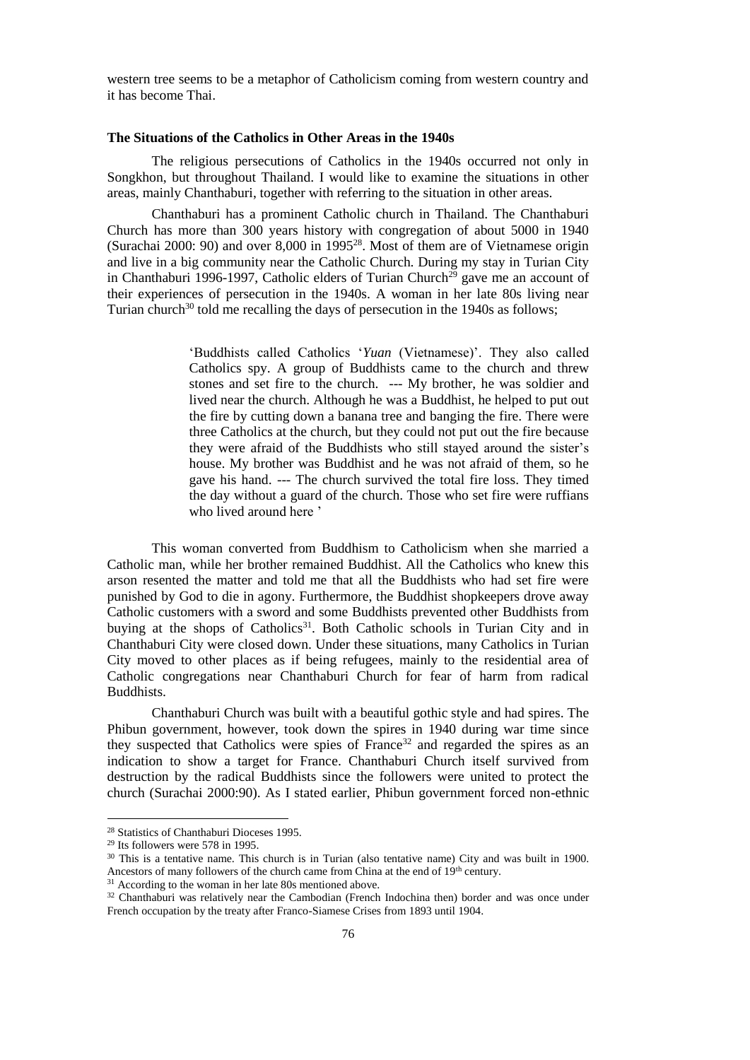western tree seems to be a metaphor of Catholicism coming from western country and it has become Thai.

**The Situations of the Catholics in Other Areas in the 1940s**

The religious persecutions of Catholics in the 1940s occurred not only in Songkhon, but throughout Thailand. I would like to examine the situations in other areas, mainly Chanthaburi, together with referring to the situation in other areas.

Chanthaburi has a prominent Catholic church in Thailand. The Chanthaburi Church has more than 300 years history with congregation of about 5000 in 1940 (Surachai 2000: 90) and over 8,000 in 1995[28]. Most of them are of Vietnamese origin and live in a big community near the Catholic Church. During my stay in Turian City in Chanthaburi 1996-1997, Catholic elders of Turian Church[29] gave me an account of their experiences of persecution in the 1940s. A woman in her late 80s living near Turian church[30] told me recalling the days of persecution in the 1940s as follows;

> 'Buddhists called Catholics '*Yuan* (Vietnamese)'. They also called Catholics spy. A group of Buddhists came to the church and threw stones and set fire to the church. --- My brother, he was soldier and lived near the church. Although he was a Buddhist, he helped to put out the fire by cutting down a banana tree and banging the fire. There were three Catholics at the church, but they could not put out the fire because they were afraid of the Buddhists who still stayed around the sister's house. My brother was Buddhist and he was not afraid of them, so he gave his hand. --- The church survived the total fire loss. They timed the day without a guard of the church. Those who set fire were ruffians who lived around here '

This woman converted from Buddhism to Catholicism when she married a Catholic man, while her brother remained Buddhist. All the Catholics who knew this arson resented the matter and told me that all the Buddhists who had set fire were punished by God to die in agony. Furthermore, the Buddhist shopkeepers drove away Catholic customers with a sword and some Buddhists prevented other Buddhists from buying at the shops of Catholics[31]. Both Catholic schools in Turian City and in Chanthaburi City were closed down. Under these situations, many Catholics in Turian City moved to other places as if being refugees, mainly to the residential area of Catholic congregations near Chanthaburi Church for fear of harm from radical Buddhists.

Chanthaburi Church was built with a beautiful gothic style and had spires. The Phibun government, however, took down the spires in 1940 during war time since they suspected that Catholics were spies of France[32] and regarded the spires as an indication to show a target for France. Chanthaburi Church itself survived from destruction by the radical Buddhists since the followers were united to protect the church (Surachai 2000:90). As I stated earlier, Phibun government forced non-ethnic

---

[28] Statistics of Chanthaburi Dioceses 1995.

[29] Its followers were 578 in 1995.

[30] This is a tentative name. This church is in Turian (also tentative name) City and was built in 1900. Ancestors of many followers of the church came from China at the end of 19th century.

[31] According to the woman in her late 80s mentioned above.

[32] Chanthaburi was relatively near the Cambodian (French Indochina then) border and was once under French occupation by the treaty after Franco-Siamese Crises from 1893 until 1904.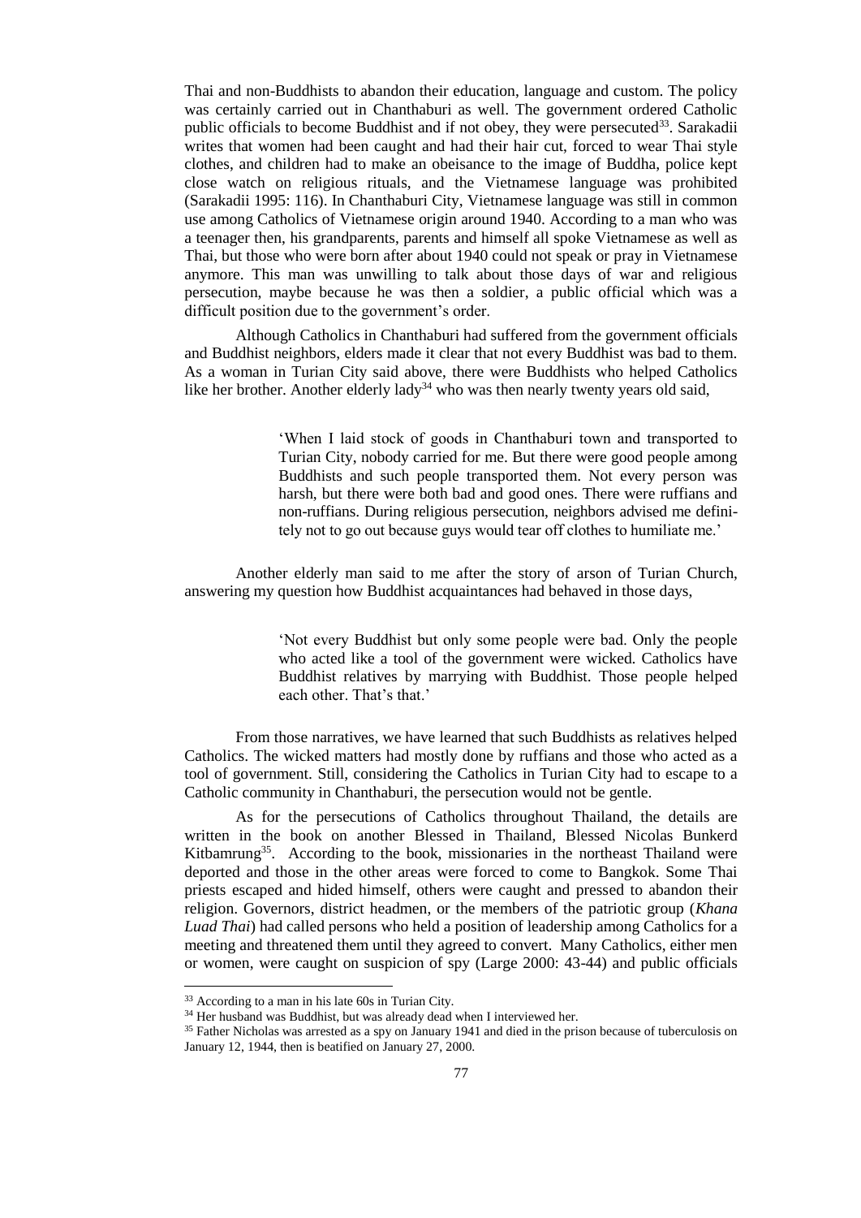Thai and non-Buddhists to abandon their education, language and custom. The policy was certainly carried out in Chanthaburi as well. The government ordered Catholic public officials to become Buddhist and if not obey, they were persecuted[33]. Sarakadii writes that women had been caught and had their hair cut, forced to wear Thai style clothes, and children had to make an obeisance to the image of Buddha, police kept close watch on religious rituals, and the Vietnamese language was prohibited (Sarakadii 1995: 116). In Chanthaburi City, Vietnamese language was still in common use among Catholics of Vietnamese origin around 1940. According to a man who was a teenager then, his grandparents, parents and himself all spoke Vietnamese as well as Thai, but those who were born after about 1940 could not speak or pray in Vietnamese anymore. This man was unwilling to talk about those days of war and religious persecution, maybe because he was then a soldier, a public official which was a difficult position due to the government's order.

Although Catholics in Chanthaburi had suffered from the government officials and Buddhist neighbors, elders made it clear that not every Buddhist was bad to them. As a woman in Turian City said above, there were Buddhists who helped Catholics like her brother. Another elderly lady[34] who was then nearly twenty years old said,

> 'When I laid stock of goods in Chanthaburi town and transported to Turian City, nobody carried for me. But there were good people among Buddhists and such people transported them. Not every person was harsh, but there were both bad and good ones. There were ruffians and non-ruffians. During religious persecution, neighbors advised me definitely not to go out because guys would tear off clothes to humiliate me.'

Another elderly man said to me after the story of arson of Turian Church, answering my question how Buddhist acquaintances had behaved in those days,

> 'Not every Buddhist but only some people were bad. Only the people who acted like a tool of the government were wicked. Catholics have Buddhist relatives by marrying with Buddhist. Those people helped each other. That's that.'

From those narratives, we have learned that such Buddhists as relatives helped Catholics. The wicked matters had mostly done by ruffians and those who acted as a tool of government. Still, considering the Catholics in Turian City had to escape to a Catholic community in Chanthaburi, the persecution would not be gentle.

As for the persecutions of Catholics throughout Thailand, the details are written in the book on another Blessed in Thailand, Blessed Nicolas Bunkerd Kitbamrung[35]. According to the book, missionaries in the northeast Thailand were deported and those in the other areas were forced to come to Bangkok. Some Thai priests escaped and hided himself, others were caught and pressed to abandon their religion. Governors, district headmen, or the members of the patriotic group (*Khana Luad Thai*) had called persons who held a position of leadership among Catholics for a meeting and threatened them until they agreed to convert. Many Catholics, either men or women, were caught on suspicion of spy (Large 2000: 43-44) and public officials

---

[33] According to a man in his late 60s in Turian City.

[34] Her husband was Buddhist, but was already dead when I interviewed her.

[35] Father Nicholas was arrested as a spy on January 1941 and died in the prison because of tuberculosis on January 12, 1944, then is beatified on January 27, 2000.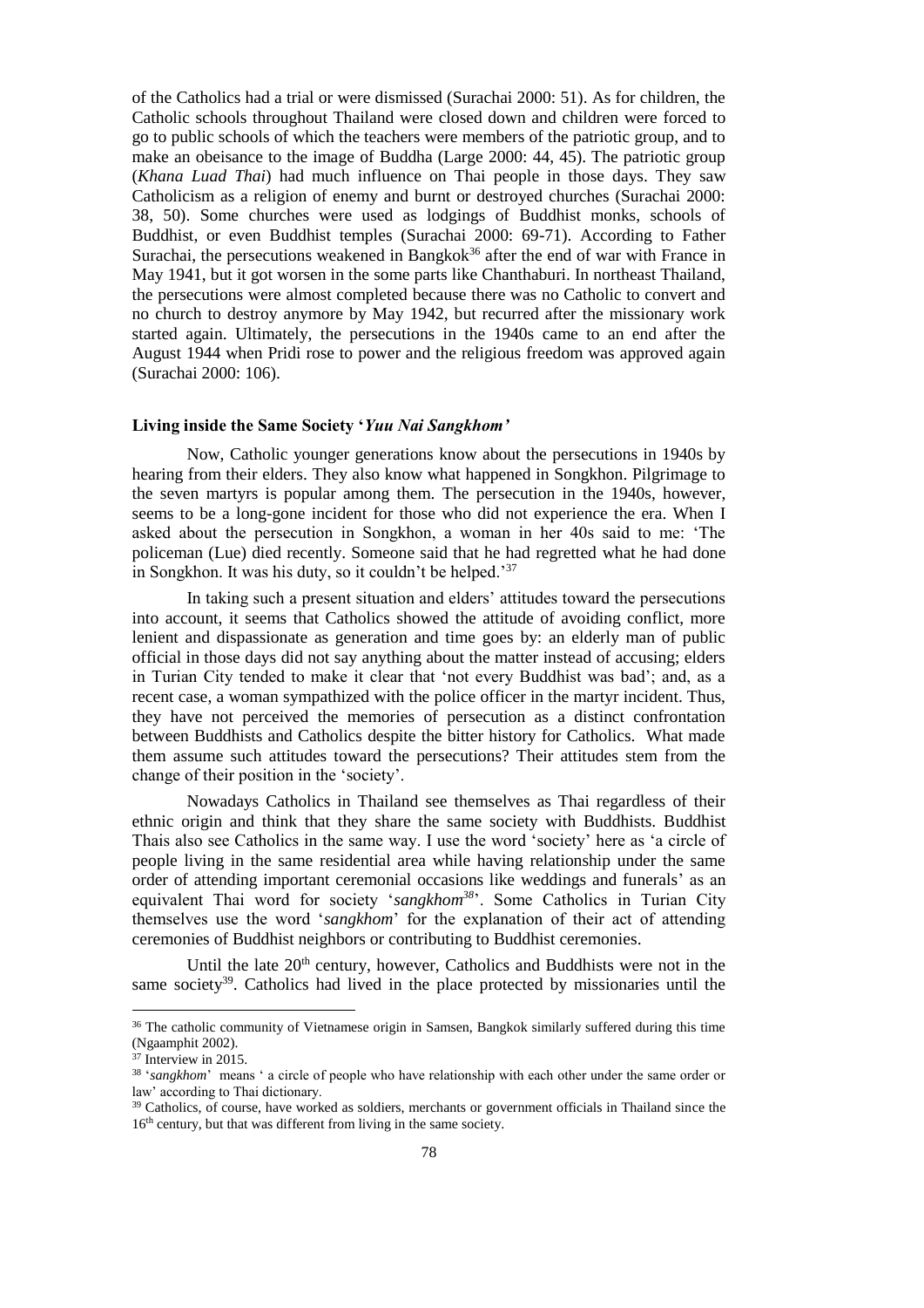of the Catholics had a trial or were dismissed (Surachai 2000: 51). As for children, the Catholic schools throughout Thailand were closed down and children were forced to go to public schools of which the teachers were members of the patriotic group, and to make an obeisance to the image of Buddha (Large 2000: 44, 45). The patriotic group (*Khana Luad Thai*) had much influence on Thai people in those days. They saw Catholicism as a religion of enemy and burnt or destroyed churches (Surachai 2000: 38, 50). Some churches were used as lodgings of Buddhist monks, schools of Buddhist, or even Buddhist temples (Surachai 2000: 69-71). According to Father Surachai, the persecutions weakened in Bangkok[36] after the end of war with France in May 1941, but it got worsen in the some parts like Chanthaburi. In northeast Thailand, the persecutions were almost completed because there was no Catholic to convert and no church to destroy anymore by May 1942, but recurred after the missionary work started again. Ultimately, the persecutions in the 1940s came to an end after the August 1944 when Pridi rose to power and the religious freedom was approved again (Surachai 2000: 106).

## Living inside the Same Society '*Yuu Nai Sangkhom'*

Now, Catholic younger generations know about the persecutions in 1940s by hearing from their elders. They also know what happened in Songkhon. Pilgrimage to the seven martyrs is popular among them. The persecution in the 1940s, however, seems to be a long-gone incident for those who did not experience the era. When I asked about the persecution in Songkhon, a woman in her 40s said to me: 'The policeman (Lue) died recently. Someone said that he had regretted what he had done in Songkhon. It was his duty, so it couldn't be helped.'[37]

In taking such a present situation and elders' attitudes toward the persecutions into account, it seems that Catholics showed the attitude of avoiding conflict, more lenient and dispassionate as generation and time goes by: an elderly man of public official in those days did not say anything about the matter instead of accusing; elders in Turian City tended to make it clear that 'not every Buddhist was bad'; and, as a recent case, a woman sympathized with the police officer in the martyr incident. Thus, they have not perceived the memories of persecution as a distinct confrontation between Buddhists and Catholics despite the bitter history for Catholics. What made them assume such attitudes toward the persecutions? Their attitudes stem from the change of their position in the 'society'.

Nowadays Catholics in Thailand see themselves as Thai regardless of their ethnic origin and think that they share the same society with Buddhists. Buddhist Thais also see Catholics in the same way. I use the word 'society' here as 'a circle of people living in the same residential area while having relationship under the same order of attending important ceremonial occasions like weddings and funerals' as an equivalent Thai word for society '*sangkhom*[38]'. Some Catholics in Turian City themselves use the word '*sangkhom*' for the explanation of their act of attending ceremonies of Buddhist neighbors or contributing to Buddhist ceremonies.

Until the late 20th century, however, Catholics and Buddhists were not in the same society[39]. Catholics had lived in the place protected by missionaries until the

---

[36] The catholic community of Vietnamese origin in Samsen, Bangkok similarly suffered during this time (Ngaamphit 2002).

[37] Interview in 2015.

[38] '*sangkhom*' means ' a circle of people who have relationship with each other under the same order or law' according to Thai dictionary.

[39] Catholics, of course, have worked as soldiers, merchants or government officials in Thailand since the 16th century, but that was different from living in the same society.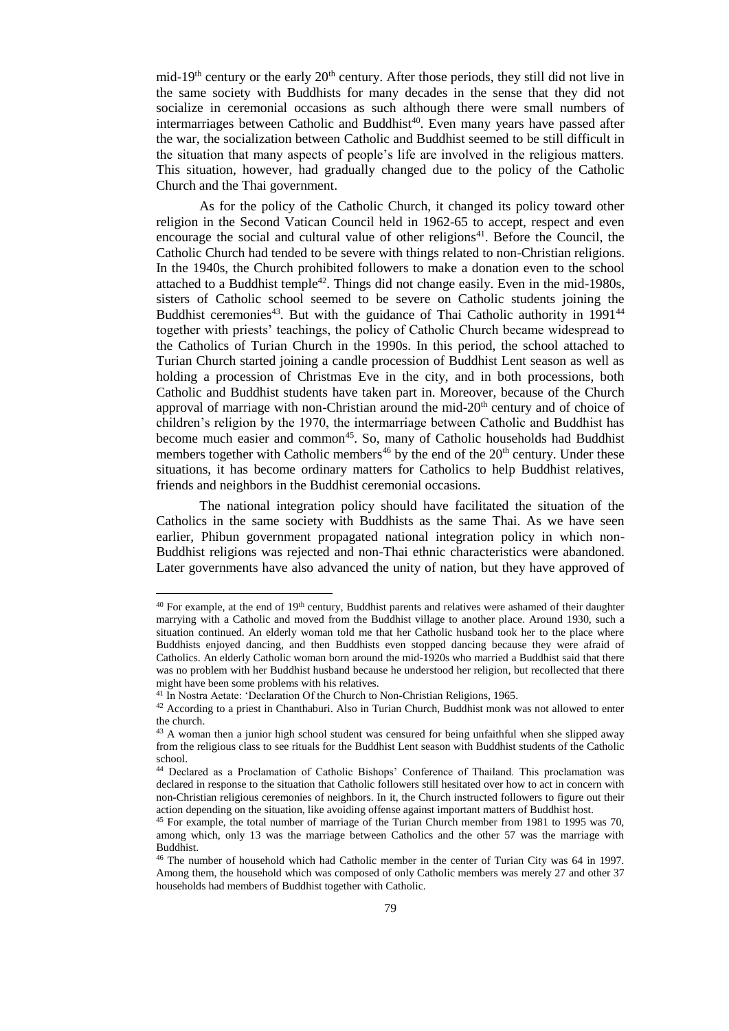mid-19th century or the early 20th century. After those periods, they still did not live in the same society with Buddhists for many decades in the sense that they did not socialize in ceremonial occasions as such although there were small numbers of intermarriages between Catholic and Buddhist[40]. Even many years have passed after the war, the socialization between Catholic and Buddhist seemed to be still difficult in the situation that many aspects of people's life are involved in the religious matters. This situation, however, had gradually changed due to the policy of the Catholic Church and the Thai government.

As for the policy of the Catholic Church, it changed its policy toward other religion in the Second Vatican Council held in 1962-65 to accept, respect and even encourage the social and cultural value of other religions[41]. Before the Council, the Catholic Church had tended to be severe with things related to non-Christian religions. In the 1940s, the Church prohibited followers to make a donation even to the school attached to a Buddhist temple[42]. Things did not change easily. Even in the mid-1980s, sisters of Catholic school seemed to be severe on Catholic students joining the Buddhist ceremonies[43]. But with the guidance of Thai Catholic authority in 1991[44] together with priests' teachings, the policy of Catholic Church became widespread to the Catholics of Turian Church in the 1990s. In this period, the school attached to Turian Church started joining a candle procession of Buddhist Lent season as well as holding a procession of Christmas Eve in the city, and in both processions, both Catholic and Buddhist students have taken part in. Moreover, because of the Church approval of marriage with non-Christian around the mid-20th century and of choice of children's religion by the 1970, the intermarriage between Catholic and Buddhist has become much easier and common[45]. So, many of Catholic households had Buddhist members together with Catholic members[46] by the end of the 20th century. Under these situations, it has become ordinary matters for Catholics to help Buddhist relatives, friends and neighbors in the Buddhist ceremonial occasions.

The national integration policy should have facilitated the situation of the Catholics in the same society with Buddhists as the same Thai. As we have seen earlier, Phibun government propagated national integration policy in which non-Buddhist religions was rejected and non-Thai ethnic characteristics were abandoned. Later governments have also advanced the unity of nation, but they have approved of

---

[40] For example, at the end of 19th century, Buddhist parents and relatives were ashamed of their daughter marrying with a Catholic and moved from the Buddhist village to another place. Around 1930, such a situation continued. An elderly woman told me that her Catholic husband took her to the place where Buddhists enjoyed dancing, and then Buddhists even stopped dancing because they were afraid of Catholics. An elderly Catholic woman born around the mid-1920s who married a Buddhist said that there was no problem with her Buddhist husband because he understood her religion, but recollected that there might have been some problems with his relatives.

[41] In Nostra Aetate: 'Declaration Of the Church to Non-Christian Religions, 1965.

[42] According to a priest in Chanthaburi. Also in Turian Church, Buddhist monk was not allowed to enter the church.

[43] A woman then a junior high school student was censured for being unfaithful when she slipped away from the religious class to see rituals for the Buddhist Lent season with Buddhist students of the Catholic school.

[44] Declared as a Proclamation of Catholic Bishops' Conference of Thailand. This proclamation was declared in response to the situation that Catholic followers still hesitated over how to act in concern with non-Christian religious ceremonies of neighbors. In it, the Church instructed followers to figure out their action depending on the situation, like avoiding offense against important matters of Buddhist host.

[45] For example, the total number of marriage of the Turian Church member from 1981 to 1995 was 70, among which, only 13 was the marriage between Catholics and the other 57 was the marriage with Buddhist.

[46] The number of household which had Catholic member in the center of Turian City was 64 in 1997. Among them, the household which was composed of only Catholic members was merely 27 and other 37 households had members of Buddhist together with Catholic.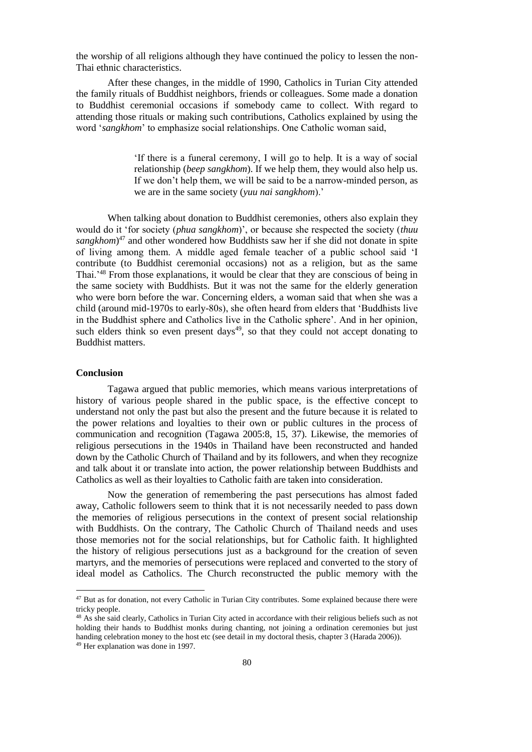the worship of all religions although they have continued the policy to lessen the non-Thai ethnic characteristics.

After these changes, in the middle of 1990, Catholics in Turian City attended the family rituals of Buddhist neighbors, friends or colleagues. Some made a donation to Buddhist ceremonial occasions if somebody came to collect. With regard to attending those rituals or making such contributions, Catholics explained by using the word '*sangkhom*' to emphasize social relationships. One Catholic woman said,

> 'If there is a funeral ceremony, I will go to help. It is a way of social relationship (*beep sangkhom*). If we help them, they would also help us. If we don't help them, we will be said to be a narrow-minded person, as we are in the same society (*yuu nai sangkhom*).'

When talking about donation to Buddhist ceremonies, others also explain they would do it 'for society (*phua sangkhom*)', or because she respected the society (*thuu sangkhom*)[47] and other wondered how Buddhists saw her if she did not donate in spite of living among them. A middle aged female teacher of a public school said 'I contribute (to Buddhist ceremonial occasions) not as a religion, but as the same Thai.'[48] From those explanations, it would be clear that they are conscious of being in the same society with Buddhists. But it was not the same for the elderly generation who were born before the war. Concerning elders, a woman said that when she was a child (around mid-1970s to early-80s), she often heard from elders that 'Buddhists live in the Buddhist sphere and Catholics live in the Catholic sphere'. And in her opinion, such elders think so even present days[49], so that they could not accept donating to Buddhist matters.

**Conclusion**

Tagawa argued that public memories, which means various interpretations of history of various people shared in the public space, is the effective concept to understand not only the past but also the present and the future because it is related to the power relations and loyalties to their own or public cultures in the process of communication and recognition (Tagawa 2005:8, 15, 37). Likewise, the memories of religious persecutions in the 1940s in Thailand have been reconstructed and handed down by the Catholic Church of Thailand and by its followers, and when they recognize and talk about it or translate into action, the power relationship between Buddhists and Catholics as well as their loyalties to Catholic faith are taken into consideration.

Now the generation of remembering the past persecutions has almost faded away, Catholic followers seem to think that it is not necessarily needed to pass down the memories of religious persecutions in the context of present social relationship with Buddhists. On the contrary, The Catholic Church of Thailand needs and uses those memories not for the social relationships, but for Catholic faith. It highlighted the history of religious persecutions just as a background for the creation of seven martyrs, and the memories of persecutions were replaced and converted to the story of ideal model as Catholics. The Church reconstructed the public memory with the

---

[47] But as for donation, not every Catholic in Turian City contributes. Some explained because there were tricky people.

[48] As she said clearly, Catholics in Turian City acted in accordance with their religious beliefs such as not holding their hands to Buddhist monks during chanting, not joining a ordination ceremonies but just handing celebration money to the host etc (see detail in my doctoral thesis, chapter 3 (Harada 2006)).

[49] Her explanation was done in 1997.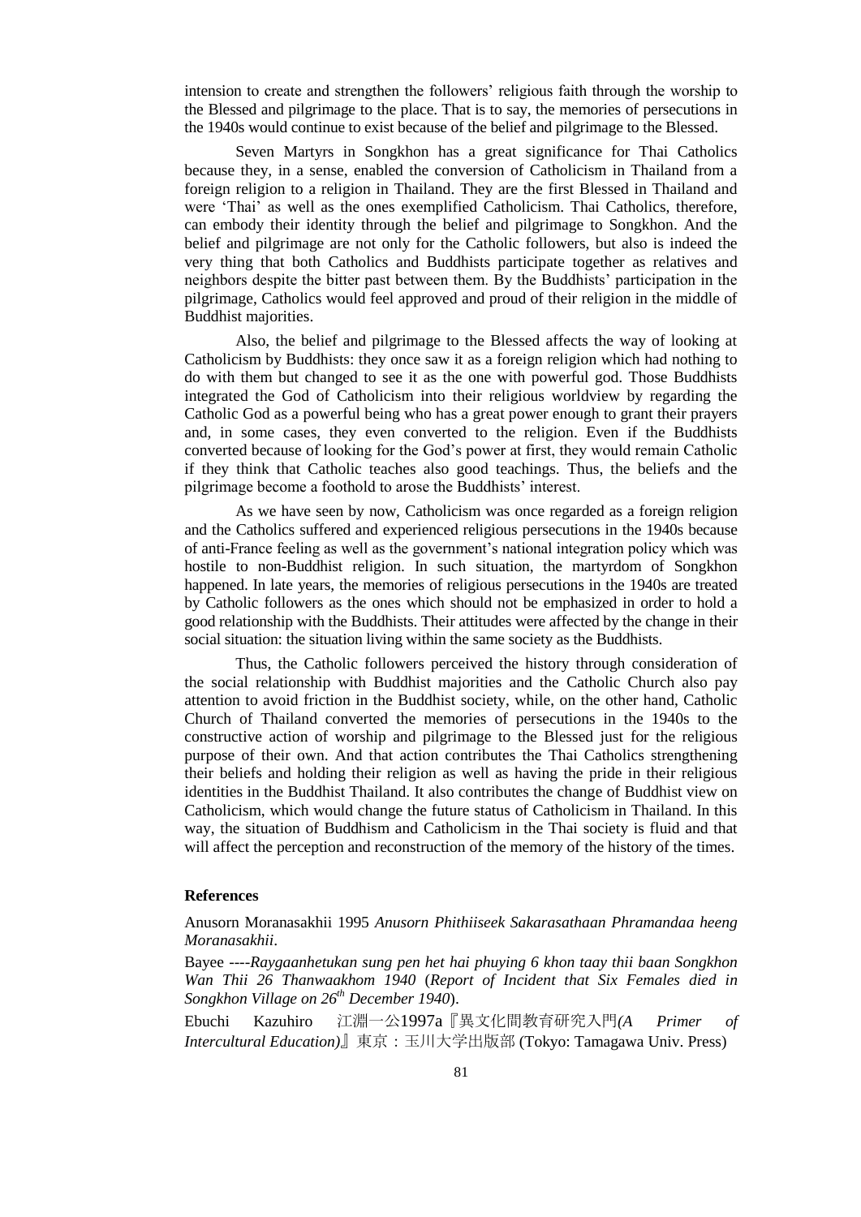intension to create and strengthen the followers' religious faith through the worship to the Blessed and pilgrimage to the place. That is to say, the memories of persecutions in the 1940s would continue to exist because of the belief and pilgrimage to the Blessed.

Seven Martyrs in Songkhon has a great significance for Thai Catholics because they, in a sense, enabled the conversion of Catholicism in Thailand from a foreign religion to a religion in Thailand. They are the first Blessed in Thailand and were 'Thai' as well as the ones exemplified Catholicism. Thai Catholics, therefore, can embody their identity through the belief and pilgrimage to Songkhon. And the belief and pilgrimage are not only for the Catholic followers, but also is indeed the very thing that both Catholics and Buddhists participate together as relatives and neighbors despite the bitter past between them. By the Buddhists' participation in the pilgrimage, Catholics would feel approved and proud of their religion in the middle of Buddhist majorities.

Also, the belief and pilgrimage to the Blessed affects the way of looking at Catholicism by Buddhists: they once saw it as a foreign religion which had nothing to do with them but changed to see it as the one with powerful god. Those Buddhists integrated the God of Catholicism into their religious worldview by regarding the Catholic God as a powerful being who has a great power enough to grant their prayers and, in some cases, they even converted to the religion. Even if the Buddhists converted because of looking for the God's power at first, they would remain Catholic if they think that Catholic teaches also good teachings. Thus, the beliefs and the pilgrimage become a foothold to arose the Buddhists' interest.

As we have seen by now, Catholicism was once regarded as a foreign religion and the Catholics suffered and experienced religious persecutions in the 1940s because of anti-France feeling as well as the government's national integration policy which was hostile to non-Buddhist religion. In such situation, the martyrdom of Songkhon happened. In late years, the memories of religious persecutions in the 1940s are treated by Catholic followers as the ones which should not be emphasized in order to hold a good relationship with the Buddhists. Their attitudes were affected by the change in their social situation: the situation living within the same society as the Buddhists.

Thus, the Catholic followers perceived the history through consideration of the social relationship with Buddhist majorities and the Catholic Church also pay attention to avoid friction in the Buddhist society, while, on the other hand, Catholic Church of Thailand converted the memories of persecutions in the 1940s to the constructive action of worship and pilgrimage to the Blessed just for the religious purpose of their own. And that action contributes the Thai Catholics strengthening their beliefs and holding their religion as well as having the pride in their religious identities in the Buddhist Thailand. It also contributes the change of Buddhist view on Catholicism, which would change the future status of Catholicism in Thailand. In this way, the situation of Buddhism and Catholicism in the Thai society is fluid and that will affect the perception and reconstruction of the memory of the history of the times.

**References**

Anusorn Moranasakhii 1995 *Anusorn Phithiiseek Sakarasathaan Phramandaa heeng Moranasakhii*.

Bayee ----*Raygaanhetukan sung pen het hai phuying 6 khon taay thii baan Songkhon Wan Thii 26 Thanwaakhom 1940* (*Report of Incident that Six Females died in Songkhon Village on 26th December 1940*).

Ebuchi Kazuhiro 江淵一公1997a『異文化間教育研究入門*(A Primer of Intercultural Education)*』東京：玉川大学出版部 (Tokyo: Tamagawa Univ. Press)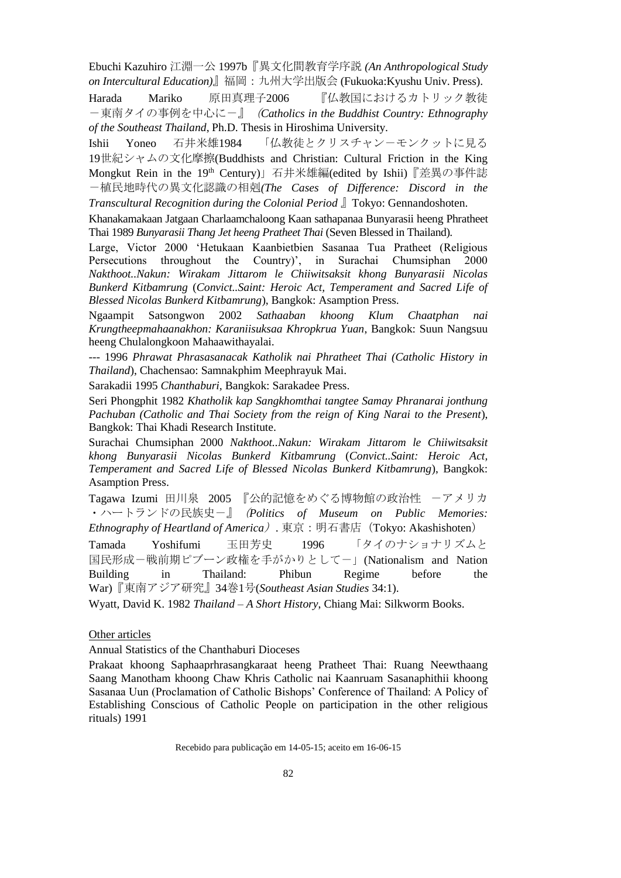Ebuchi Kazuhiro 江淵一公 1997b『異文化間教育学序説 *(An Anthropological Study on Intercultural Education)*』福岡：九州大学出版会 (Fukuoka:Kyushu Univ. Press).

Harada Mariko 原田真理子2006 『仏教国におけるカトリック教徒－東南タイの事例を中心に－』 *(Catholics in the Buddhist Country: Ethnography of the Southeast Thailand*, Ph.D. Thesis in Hiroshima University.

Ishii Yoneo 石井米雄1984 「仏教徒とクリスチャン－モンクットに見る19世紀シャムの文化摩擦(Buddhists and Christian: Cultural Friction in the King Mongkut Rein in the 19th Century)」石井米雄編(edited by Ishii)『差異の事件誌－植民地時代の異文化認識の相剋*(The Cases of Difference: Discord in the Transcultural Recognition during the Colonial Period* 』Tokyo: Gennandoshoten.

Khanakamakaan Jatgaan Charlaamchaloong Kaan sathapanaa Bunyarasii heeng Phratheet Thai 1989 *Bunyarasii Thang Jet heeng Pratheet Thai* (Seven Blessed in Thailand).

Large, Victor 2000 'Hetukaan Kaanbietbien Sasanaa Tua Pratheet (Religious Persecutions throughout the Country)', in Surachai Chumsiphan 2000 *Nakthoot..Nakun: Wirakam Jittarom le Chiiwitsaksit khong Bunyarasii Nicolas Bunkerd Kitbamrung* (*Convict..Saint: Heroic Act, Temperament and Sacred Life of Blessed Nicolas Bunkerd Kitbamrung*), Bangkok: Asamption Press.

Ngaampit Satsongwon 2002 *Sathaaban khoong Klum Chaatphan nai Krungtheepmahaanakhon: Karaniisuksaa Khropkrua Yuan*, Bangkok: Suun Nangsuu heeng Chulalongkoon Mahaawithayalai.

--- 1996 *Phrawat Phrasasanacak Katholik nai Phratheet Thai (Catholic History in Thailand*), Chachensao: Samnakphim Meephrayuk Mai.

Sarakadii 1995 *Chanthaburi*, Bangkok: Sarakadee Press.

Seri Phongphit 1982 *Khatholik kap Sangkhomthai tangtee Samay Phranarai jonthung Pachuban (Catholic and Thai Society from the reign of King Narai to the Present*), Bangkok: Thai Khadi Research Institute.

Surachai Chumsiphan 2000 *Nakthoot..Nakun: Wirakam Jittarom le Chiiwitsaksit khong Bunyarasii Nicolas Bunkerd Kitbamrung* (*Convict..Saint: Heroic Act, Temperament and Sacred Life of Blessed Nicolas Bunkerd Kitbamrung*), Bangkok: Asamption Press.

Tagawa Izumi 田川泉 2005 『公的記憶をめぐる博物館の政治性 －アメリカ・ハートランドの民族史－』 *(Politics of Museum on Public Memories: Ethnography of Heartland of America*）. 東京：明石書店（Tokyo: Akashishoten）

Tamada Yoshifumi 玉田芳史 1996 「タイのナショナリズムと国民形成－戦前期ピブーン政権を手がかりとして－」(Nationalism and Nation Building in Thailand: Phibun Regime before the War)『東南アジア研究』34巻1号(*Southeast Asian Studies* 34:1).

Wyatt, David K. 1982 *Thailand – A Short History*, Chiang Mai: Silkworm Books.

Other articles

Annual Statistics of the Chanthaburi Dioceses

Prakaat khoong Saphaaprhrasangkaraat heeng Pratheet Thai: Ruang Neewthaang Saang Manotham khoong Chaw Khris Catholic nai Kaanruam Sasanaphithii khoong Sasanaa Uun (Proclamation of Catholic Bishops' Conference of Thailand: A Policy of Establishing Conscious of Catholic People on participation in the other religious rituals) 1991

Recebido para publicação em 14-05-15; aceito em 16-06-15